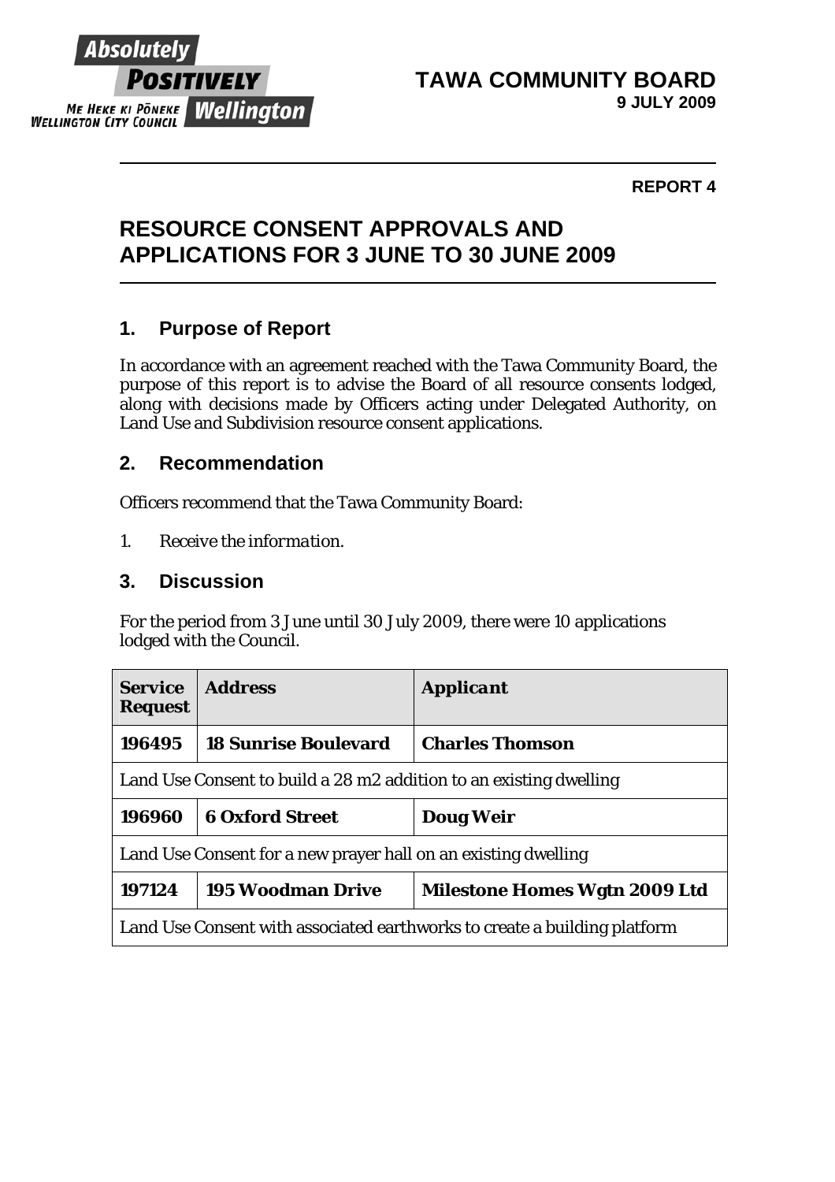**TAWA COMMUNITY BOARD**
**9 JULY 2009**

**REPORT 4**

# RESOURCE CONSENT APPROVALS AND APPLICATIONS FOR 3 JUNE TO 30 JUNE 2009

## 1. Purpose of Report

In accordance with an agreement reached with the Tawa Community Board, the purpose of this report is to advise the Board of all resource consents lodged, along with decisions made by Officers acting under Delegated Authority, on Land Use and Subdivision resource consent applications.

## 2. Recommendation

Officers recommend that the Tawa Community Board:

1. *Receive the information.*

## 3. Discussion

For the period from 3 June until 30 July 2009, there were 10 applications lodged with the Council.

| **Service Request** | **Address** | ***Applicant*** |
|---|---|---|
| **196495** | **18 Sunrise Boulevard** | **Charles Thomson** |
| Land Use Consent to build a 28 m2 addition to an existing dwelling | | |
| **196960** | **6 Oxford Street** | **Doug Weir** |
| Land Use Consent for a new prayer hall on an existing dwelling | | |
| **197124** | **195 Woodman Drive** | **Milestone Homes Wgtn 2009 Ltd** |
| Land Use Consent with associated earthworks to create a building platform | | |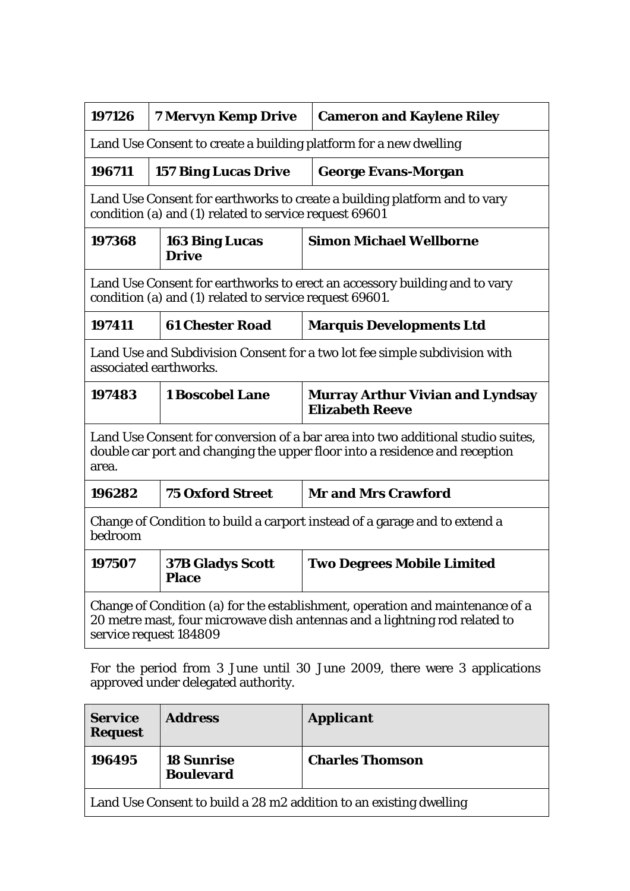| | | |
|---|---|---|
| **197126** | **7 Mervyn Kemp Drive** | **Cameron and Kaylene Riley** |
| Land Use Consent to create a building platform for a new dwelling | | |
| **196711** | **157 Bing Lucas Drive** | **George Evans-Morgan** |
| Land Use Consent for earthworks to create a building platform and to vary condition (a) and (1) related to service request 69601 | | |
| **197368** | **163 Bing Lucas Drive** | **Simon Michael Wellborne** |
| Land Use Consent for earthworks to erect an accessory building and to vary condition (a) and (1) related to service request 69601. | | |
| **197411** | **61 Chester Road** | **Marquis Developments Ltd** |
| Land Use and Subdivision Consent for a two lot fee simple subdivision with associated earthworks. | | |
| **197483** | **1 Boscobel Lane** | **Murray Arthur Vivian and Lyndsay Elizabeth Reeve** |
| Land Use Consent for conversion of a bar area into two additional studio suites, double car port and changing the upper floor into a residence and reception area. | | |
| **196282** | **75 Oxford Street** | **Mr and Mrs Crawford** |
| Change of Condition to build a carport instead of a garage and to extend a bedroom | | |
| **197507** | **37B Gladys Scott Place** | **Two Degrees Mobile Limited** |
| Change of Condition (a) for the establishment, operation and maintenance of a 20 metre mast, four microwave dish antennas and a lightning rod related to service request 184809 | | |

For the period from 3 June until 30 June 2009, there were 3 applications approved under delegated authority.

| Service Request | Address | Applicant |
|---|---|---|
| **196495** | **18 Sunrise Boulevard** | **Charles Thomson** |
| Land Use Consent to build a 28 m2 addition to an existing dwelling | | |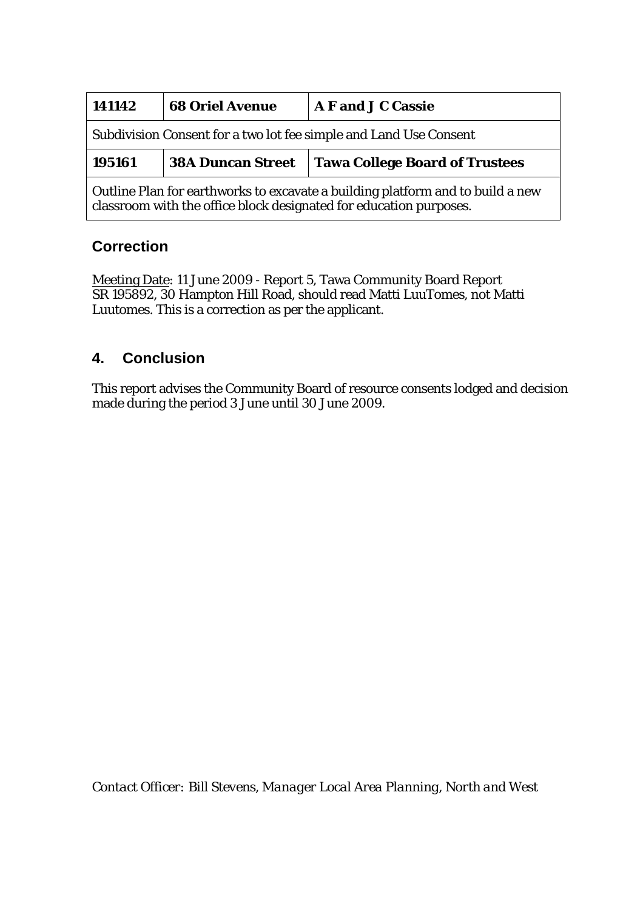| | | |
|---|---|---|
| **141142** | **68 Oriel Avenue** | **A F and J C Cassie** |
| Subdivision Consent for a two lot fee simple and Land Use Consent | | |
| **195161** | **38A Duncan Street** | **Tawa College Board of Trustees** |
| Outline Plan for earthworks to excavate a building platform and to build a new classroom with the office block designated for education purposes. | | |

## Correction

Meeting Date: 11 June 2009 - Report 5, Tawa Community Board Report SR 195892, 30 Hampton Hill Road, should read Matti LuuTomes, not Matti Luutomes. This is a correction as per the applicant.

## 4. Conclusion

This report advises the Community Board of resource consents lodged and decision made during the period 3 June until 30 June 2009.

*Contact Officer: Bill Stevens, Manager Local Area Planning, North and West*